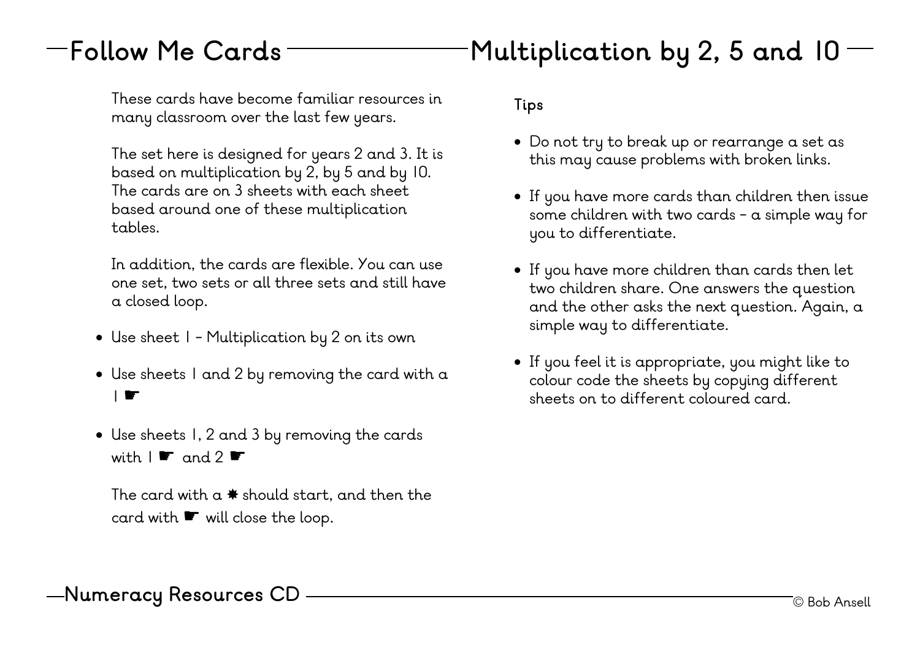# Follow Me Cards — Multiplication by 2, 5 and 10

These cards have become familiar resources in many classroom over the last few years.

The set here is designed for years 2 and 3. It is based on multiplication by 2, by 5 and by 10. The cards are on 3 sheets with each sheet based around one of these multiplication tables.

In addition, the cards are flexible. You can use one set, two sets or all three sets and still have a closed loop.

- Use sheet 1 – Multiplication by 2 on its own
- Use sheets 1 and 2 by removing the card with a 1 ☛
- Use sheets 1, 2 and 3 by removing the cards with 1 ☛ and 2 ☛

The card with a ✸ should start, and then the card with ☛ will close the loop.

## Tips

- Do not try to break up or rearrange a set as this may cause problems with broken links.
- If you have more cards than children then issue some children with two cards – a simple way for you to differentiate.
- If you have more children than cards then let two children share. One answers the question and the other asks the next question. Again, a simple way to differentiate.
- If you feel it is appropriate, you might like to colour code the sheets by copying different sheets on to different coloured card.

Numeracy Resources CD © Bob Ansell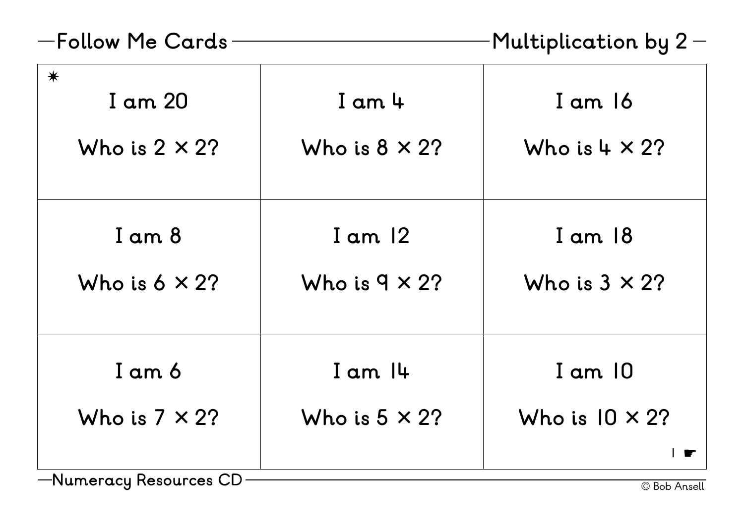## Follow Me Cards — Multiplication by 2

| | | |
|---|---|---|
| ✷ I am 20<br><br>Who is $2 \times 2$? | I am 4<br><br>Who is $8 \times 2$? | I am 16<br><br>Who is $4 \times 2$? |
| I am 8<br><br>Who is $6 \times 2$? | I am 12<br><br>Who is $9 \times 2$? | I am 18<br><br>Who is $3 \times 2$? |
| I am 6<br><br>Who is $7 \times 2$? | I am 14<br><br>Who is $5 \times 2$? | I am 10<br><br>Who is $10 \times 2$?<br><br>1 ☛ |

Numeracy Resources CD

© Bob Ansell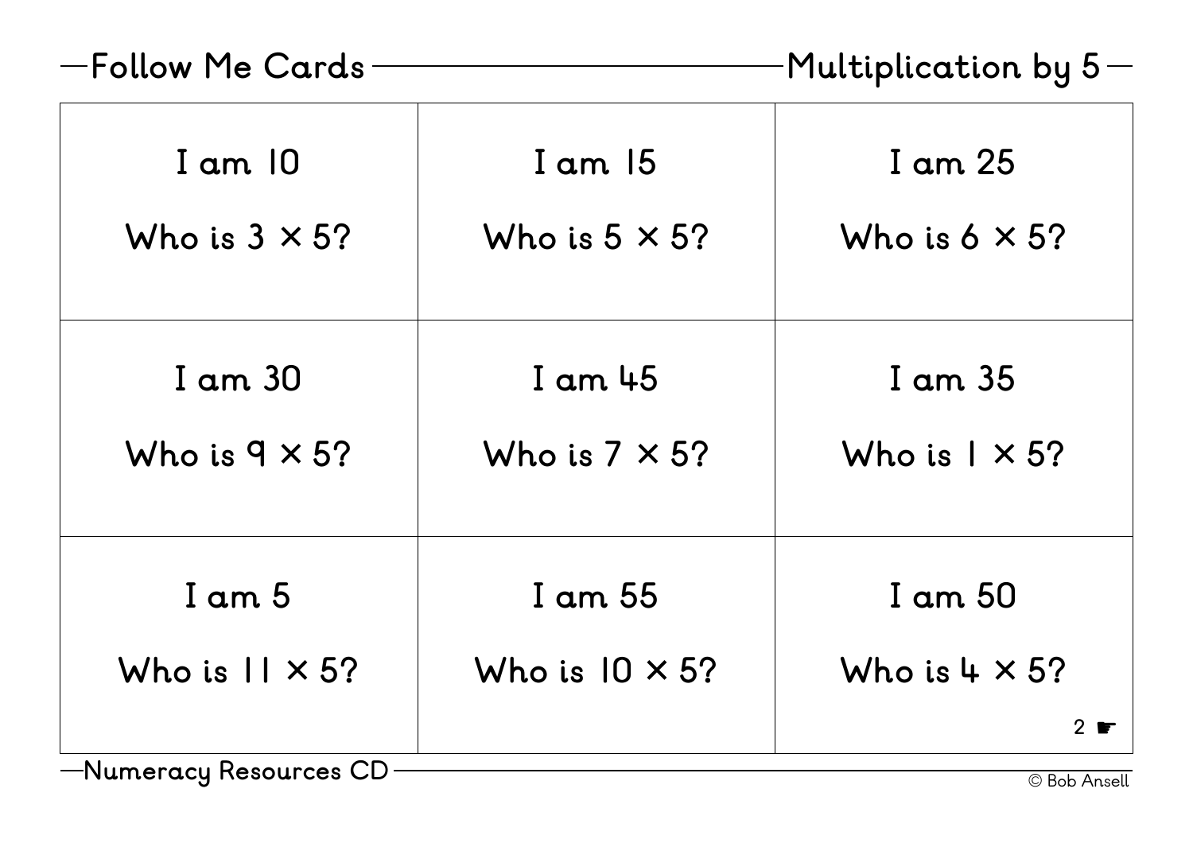# Follow Me Cards — Multiplication by 5

| | | |
|---|---|---|
| I am 10<br><br>Who is $3 \times 5$? | I am 15<br><br>Who is $5 \times 5$? | I am 25<br><br>Who is $6 \times 5$? |
| I am 30<br><br>Who is $9 \times 5$? | I am 45<br><br>Who is $7 \times 5$? | I am 35<br><br>Who is $1 \times 5$? |
| I am 5<br><br>Who is $11 \times 5$? | I am 55<br><br>Who is $10 \times 5$? | I am 50<br><br>Who is $4 \times 5$? |

Numeracy Resources CD

© Bob Ansell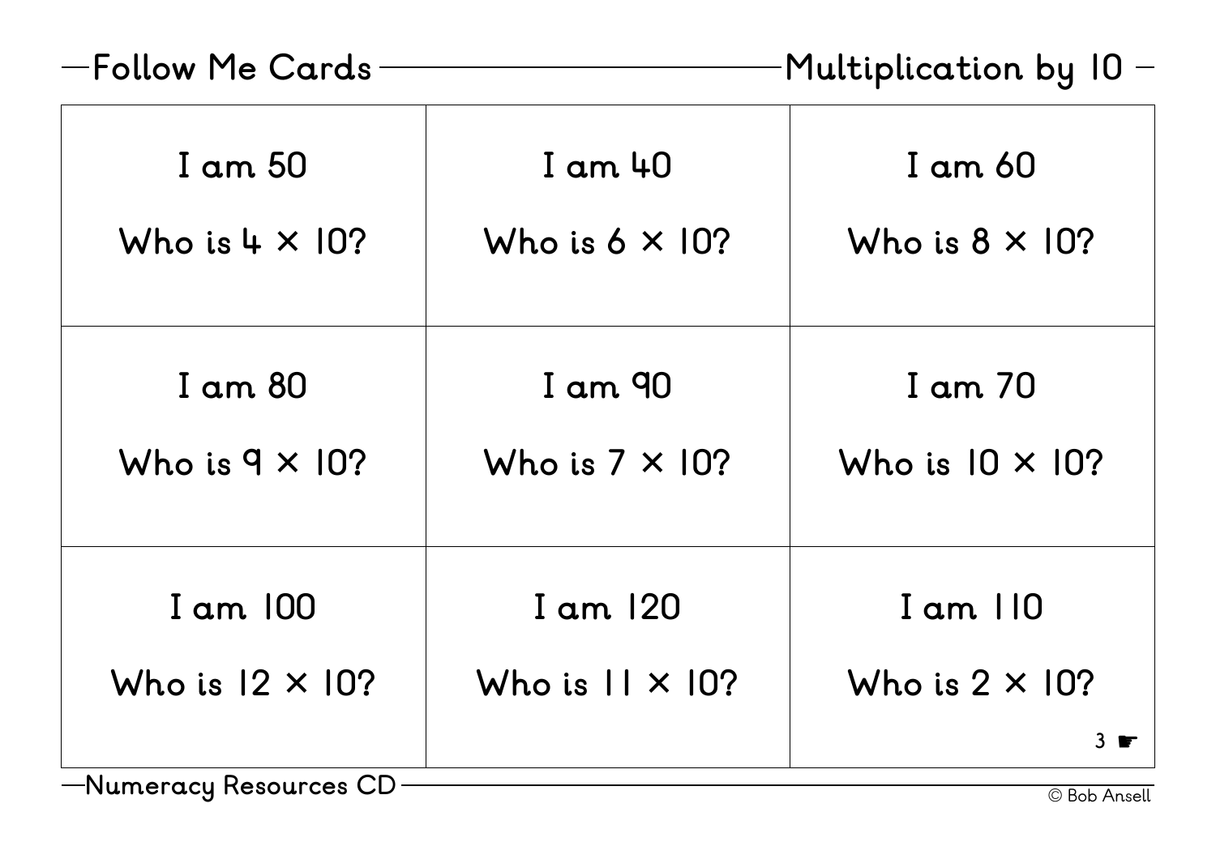| | | |
|---|---|---|
| I am 50<br><br>Who is $4 \times 10$? | I am 40<br><br>Who is $6 \times 10$? | I am 60<br><br>Who is $8 \times 10$? |
| I am 80<br><br>Who is $9 \times 10$? | I am 90<br><br>Who is $7 \times 10$? | I am 70<br><br>Who is $10 \times 10$? |
| I am 100<br><br>Who is $12 \times 10$? | I am 120<br><br>Who is $11 \times 10$? | I am 110<br><br>Who is $2 \times 10$? |